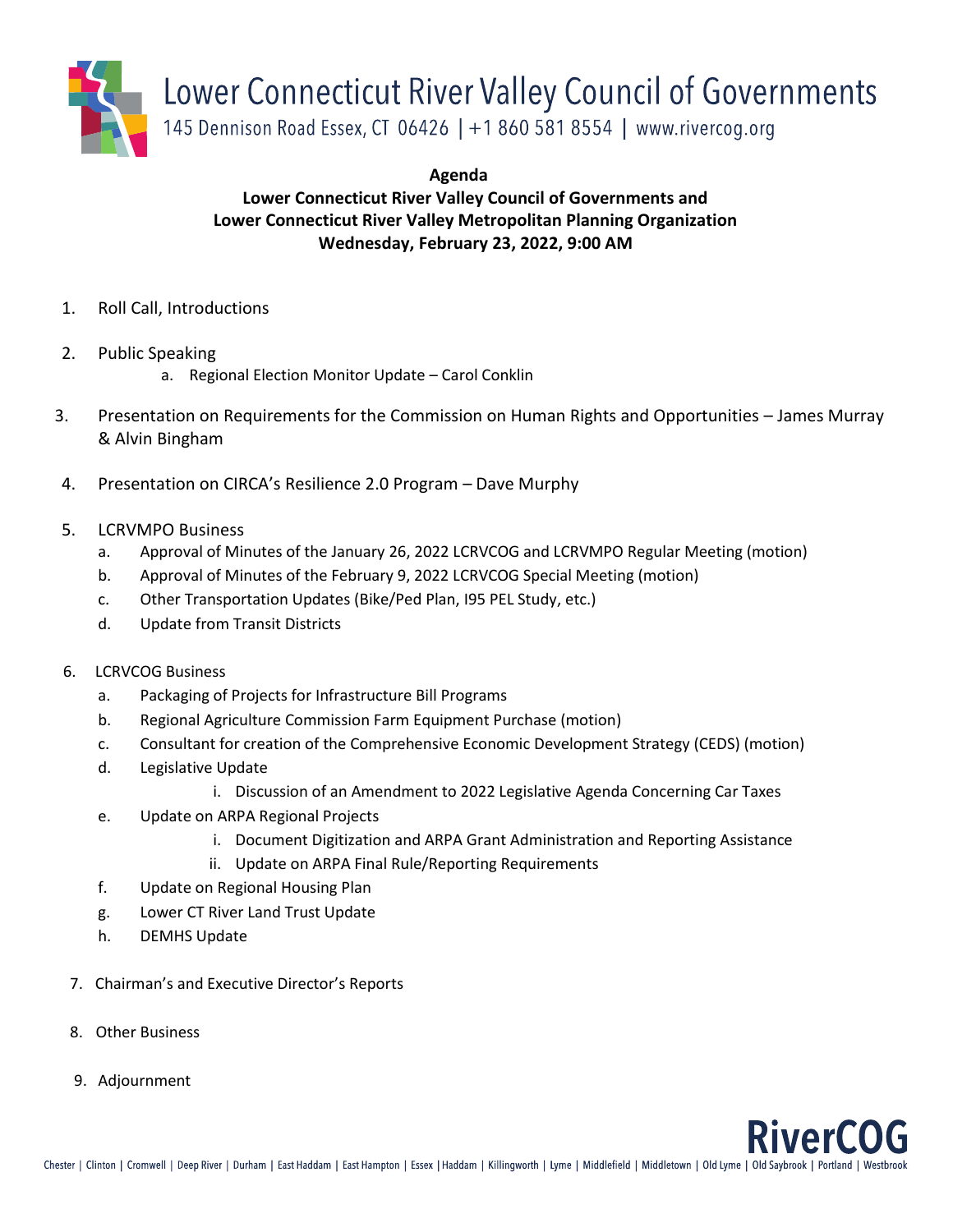# Lower Connecticut River Valley Council of Governments

145 Dennison Road Essex, CT 06426 | +1 860 581 8554 | www.rivercog.org

**Agenda**

**Lower Connecticut River Valley Council of Governments and**
**Lower Connecticut River Valley Metropolitan Planning Organization**
**Wednesday, February 23, 2022, 9:00 AM**

1. Roll Call, Introductions

2. Public Speaking
   a. Regional Election Monitor Update – Carol Conklin

3. Presentation on Requirements for the Commission on Human Rights and Opportunities – James Murray & Alvin Bingham

4. Presentation on CIRCA's Resilience 2.0 Program – Dave Murphy

5. LCRVMPO Business
   a. Approval of Minutes of the January 26, 2022 LCRVCOG and LCRVMPO Regular Meeting (motion)
   b. Approval of Minutes of the February 9, 2022 LCRVCOG Special Meeting (motion)
   c. Other Transportation Updates (Bike/Ped Plan, I95 PEL Study, etc.)
   d. Update from Transit Districts

6. LCRVCOG Business
   a. Packaging of Projects for Infrastructure Bill Programs
   b. Regional Agriculture Commission Farm Equipment Purchase (motion)
   c. Consultant for creation of the Comprehensive Economic Development Strategy (CEDS) (motion)
   d. Legislative Update
      i. Discussion of an Amendment to 2022 Legislative Agenda Concerning Car Taxes
   e. Update on ARPA Regional Projects
      i. Document Digitization and ARPA Grant Administration and Reporting Assistance
      ii. Update on ARPA Final Rule/Reporting Requirements
   f. Update on Regional Housing Plan
   g. Lower CT River Land Trust Update
   h. DEMHS Update

7. Chairman's and Executive Director's Reports

8. Other Business

9. Adjournment

RiverCOG

Chester | Clinton | Cromwell | Deep River | Durham | East Haddam | East Hampton | Essex | Haddam | Killingworth | Lyme | Middlefield | Middletown | Old Lyme | Old Saybrook | Portland | Westbrook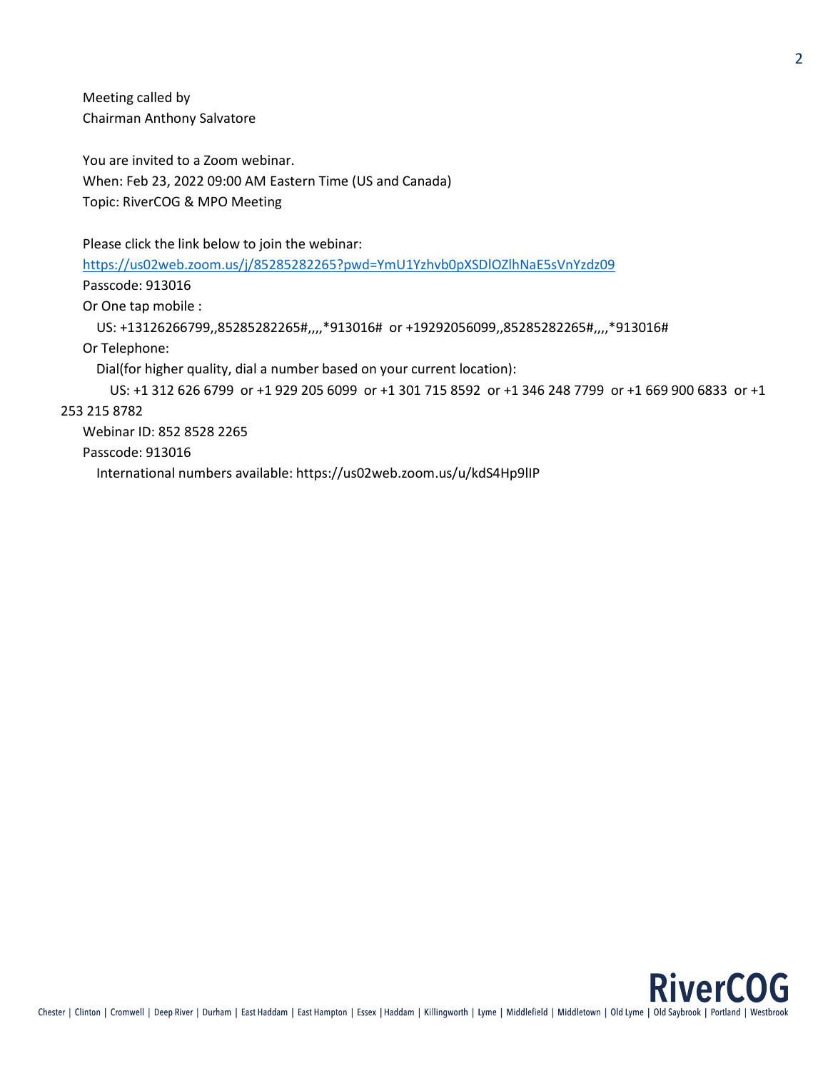Meeting called by
Chairman Anthony Salvatore

You are invited to a Zoom webinar.
When: Feb 23, 2022 09:00 AM Eastern Time (US and Canada)
Topic: RiverCOG & MPO Meeting

Please click the link below to join the webinar:
https://us02web.zoom.us/j/85285282265?pwd=YmU1Yzhvb0pXSDlOZlhNaE5sVnYzdz09
Passcode: 913016
Or One tap mobile :
US: +13126266799,,85285282265#,,,,*913016# or +19292056099,,85285282265#,,,,*913016#
Or Telephone:
Dial(for higher quality, dial a number based on your current location):
US: +1 312 626 6799 or +1 929 205 6099 or +1 301 715 8592 or +1 346 248 7799 or +1 669 900 6833 or +1 253 215 8782
Webinar ID: 852 8528 2265
Passcode: 913016
International numbers available: https://us02web.zoom.us/u/kdS4Hp9lIP

**RiverCOG**

Chester | Clinton | Cromwell | Deep River | Durham | East Haddam | East Hampton | Essex | Haddam | Killingworth | Lyme | Middlefield | Middletown | Old Lyme | Old Saybrook | Portland | Westbrook